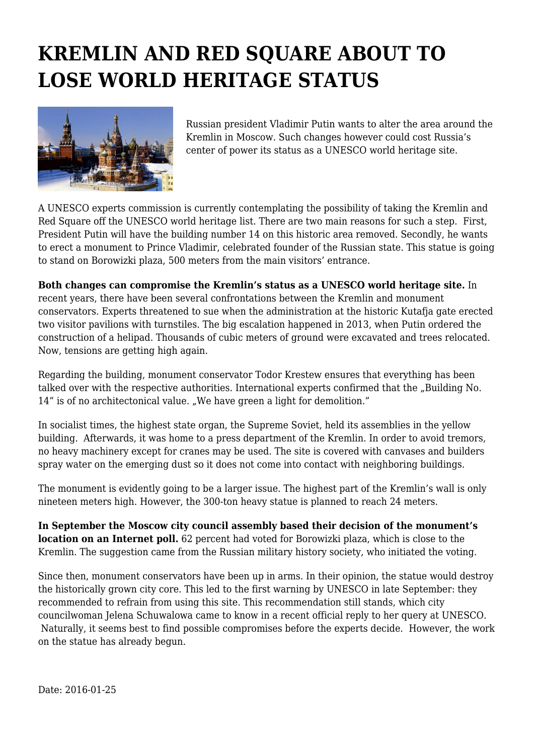# KREMLIN AND RED SQUARE ABOUT TO LOSE WORLD HERITAGE STATUS

Russian president Vladimir Putin wants to alter the area around the Kremlin in Moscow. Such changes however could cost Russia's center of power its status as a UNESCO world heritage site.

A UNESCO experts commission is currently contemplating the possibility of taking the Kremlin and Red Square off the UNESCO world heritage list. There are two main reasons for such a step. First, President Putin will have the building number 14 on this historic area removed. Secondly, he wants to erect a monument to Prince Vladimir, celebrated founder of the Russian state. This statue is going to stand on Borowizki plaza, 500 meters from the main visitors' entrance.

**Both changes can compromise the Kremlin's status as a UNESCO world heritage site.** In recent years, there have been several confrontations between the Kremlin and monument conservators. Experts threatened to sue when the administration at the historic Kutafja gate erected two visitor pavilions with turnstiles. The big escalation happened in 2013, when Putin ordered the construction of a helipad. Thousands of cubic meters of ground were excavated and trees relocated. Now, tensions are getting high again.

Regarding the building, monument conservator Todor Krestew ensures that everything has been talked over with the respective authorities. International experts confirmed that the „Building No. 14" is of no architectonical value. „We have green a light for demolition."

In socialist times, the highest state organ, the Supreme Soviet, held its assemblies in the yellow building. Afterwards, it was home to a press department of the Kremlin. In order to avoid tremors, no heavy machinery except for cranes may be used. The site is covered with canvases and builders spray water on the emerging dust so it does not come into contact with neighboring buildings.

The monument is evidently going to be a larger issue. The highest part of the Kremlin's wall is only nineteen meters high. However, the 300-ton heavy statue is planned to reach 24 meters.

**In September the Moscow city council assembly based their decision of the monument's location on an Internet poll.** 62 percent had voted for Borowizki plaza, which is close to the Kremlin. The suggestion came from the Russian military history society, who initiated the voting.

Since then, monument conservators have been up in arms. In their opinion, the statue would destroy the historically grown city core. This led to the first warning by UNESCO in late September: they recommended to refrain from using this site. This recommendation still stands, which city councilwoman Jelena Schuwalowa came to know in a recent official reply to her query at UNESCO. Naturally, it seems best to find possible compromises before the experts decide. However, the work on the statue has already begun.

Date: 2016-01-25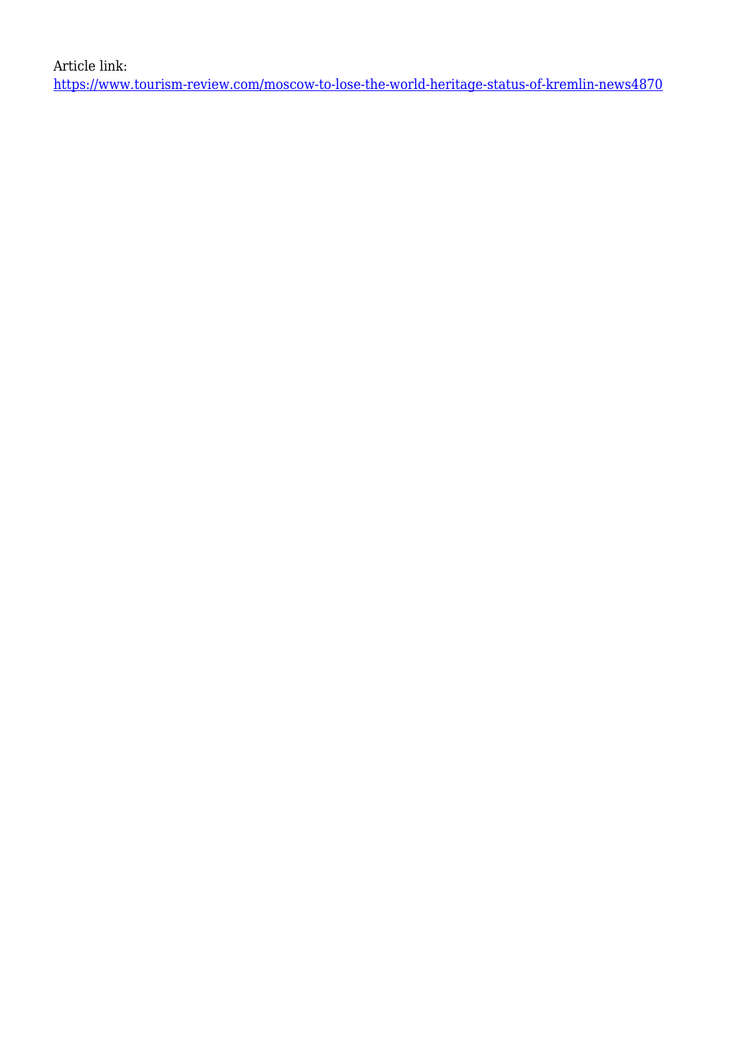Article link:
[https://www.tourism-review.com/moscow-to-lose-the-world-heritage-status-of-kremlin-news4870](https://www.tourism-review.com/moscow-to-lose-the-world-heritage-status-of-kremlin-news4870)